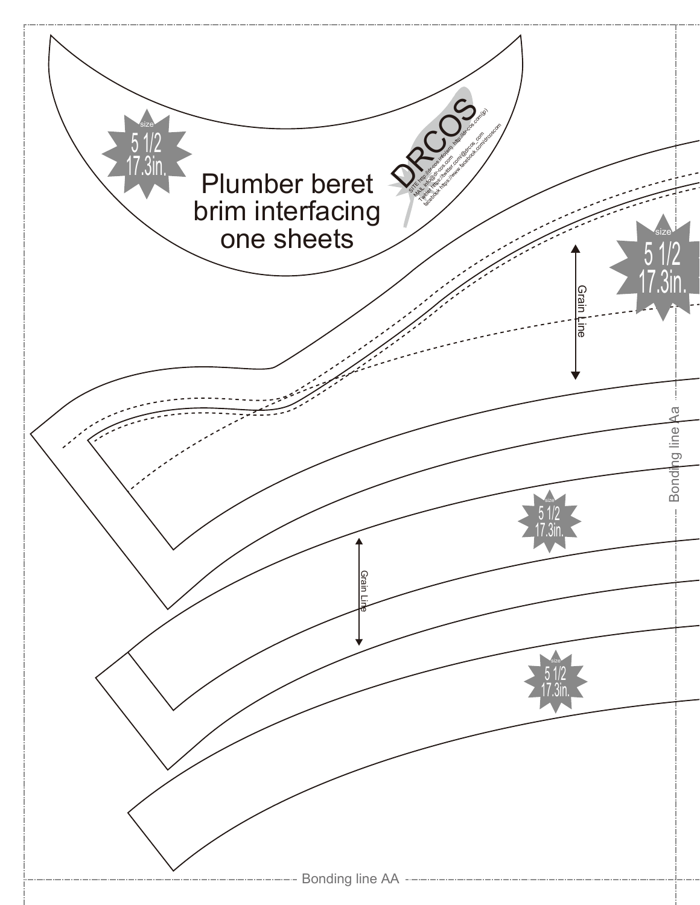# Plumber beret brim interfacing one sheets

size
5 1/2
17.3in.

DRCOS

SITE http://dr-cos.info(en) http://dr-cos.com(jp)
MAIL info@dr-cos.com
Twitter https://twitter.com/@drcos_com
facebook https://www.facebook.com/drcoscom

size
5 1/2
17.3in.

Grain Line

Bonding line Aa

size
5 1/2
17.3in.

Grain Line

size
5 1/2
17.3in.

Bonding line AA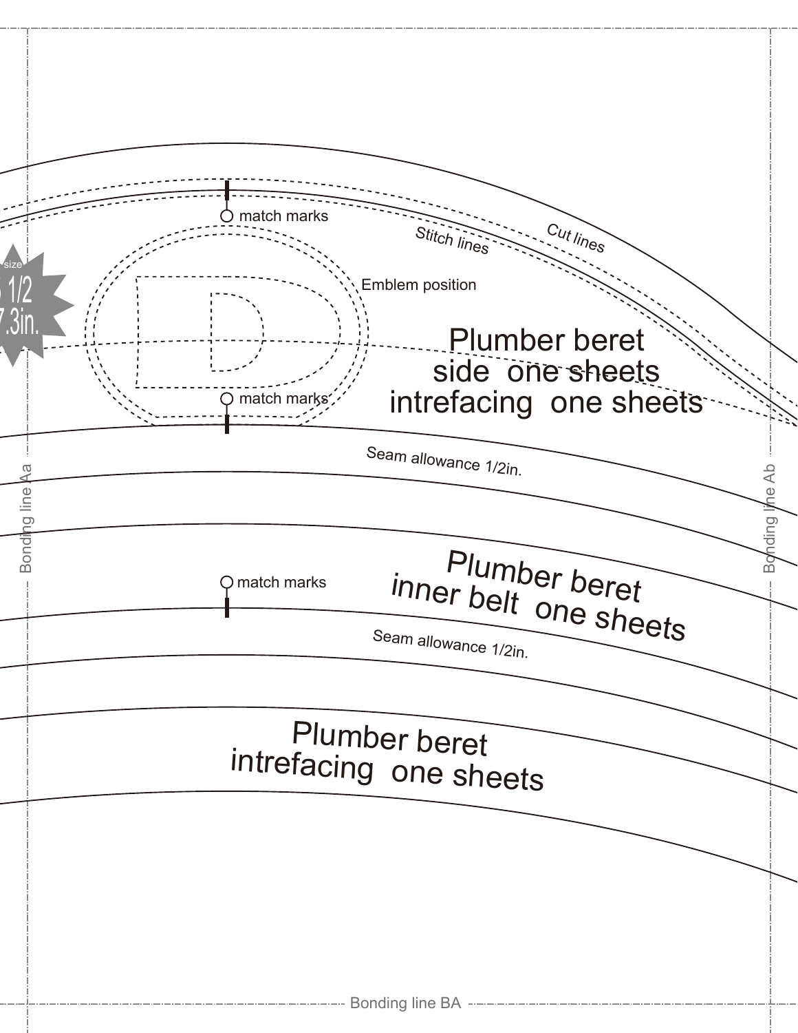size
5 1/2
7.3in.

match marks

Stitch lines

Cut lines

Emblem position

Plumber beret
side one sheets
intrefacing one sheets

match marks

Seam allowance 1/2in.

Bonding line Aa

Bonding line Ab

match marks

Plumber beret
inner belt one sheets

Seam allowance 1/2in.

Plumber beret
intrefacing one sheets

Bonding line BA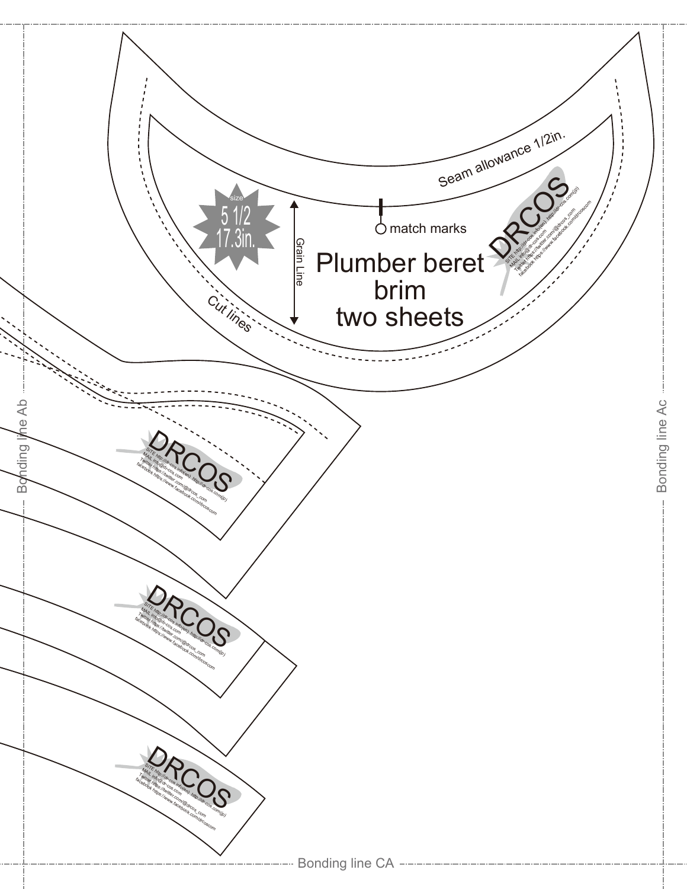Seam allowance 1/2in.

size
5 1/2
17.3in.

Grain Line

match marks

# Plumber beret brim two sheets

DRCOS
SITE http://dr-cos.info(en) http://dr-cos.com(jp)
MAIL info@dr-cos.com
Twitter https://twitter.com/@drcos_com
facebook https://www.facebook.com/drcoscom

Cut lines

Bonding line Ab

Bonding line Ac

DRCOS
SITE http://dr-cos.info(en) http://dr-cos.com(jp)
MAIL info@dr-cos.com
Twitter https://twitter.com/@drcos_com
facebook https://www.facebook.com/drcoscom

DRCOS
SITE http://dr-cos.info(en) http://dr-cos.com(jp)
MAIL info@dr-cos.com
Twitter https://twitter.com/@drcos_com
facebook https://www.facebook.com/drcoscom

DRCOS
SITE http://dr-cos.info(en) http://dr-cos.com(jp)
MAIL info@dr-cos.com
Twitter https://twitter.com/@drcos_com
facebook https://www.facebook.com/drcoscom

Bonding line CA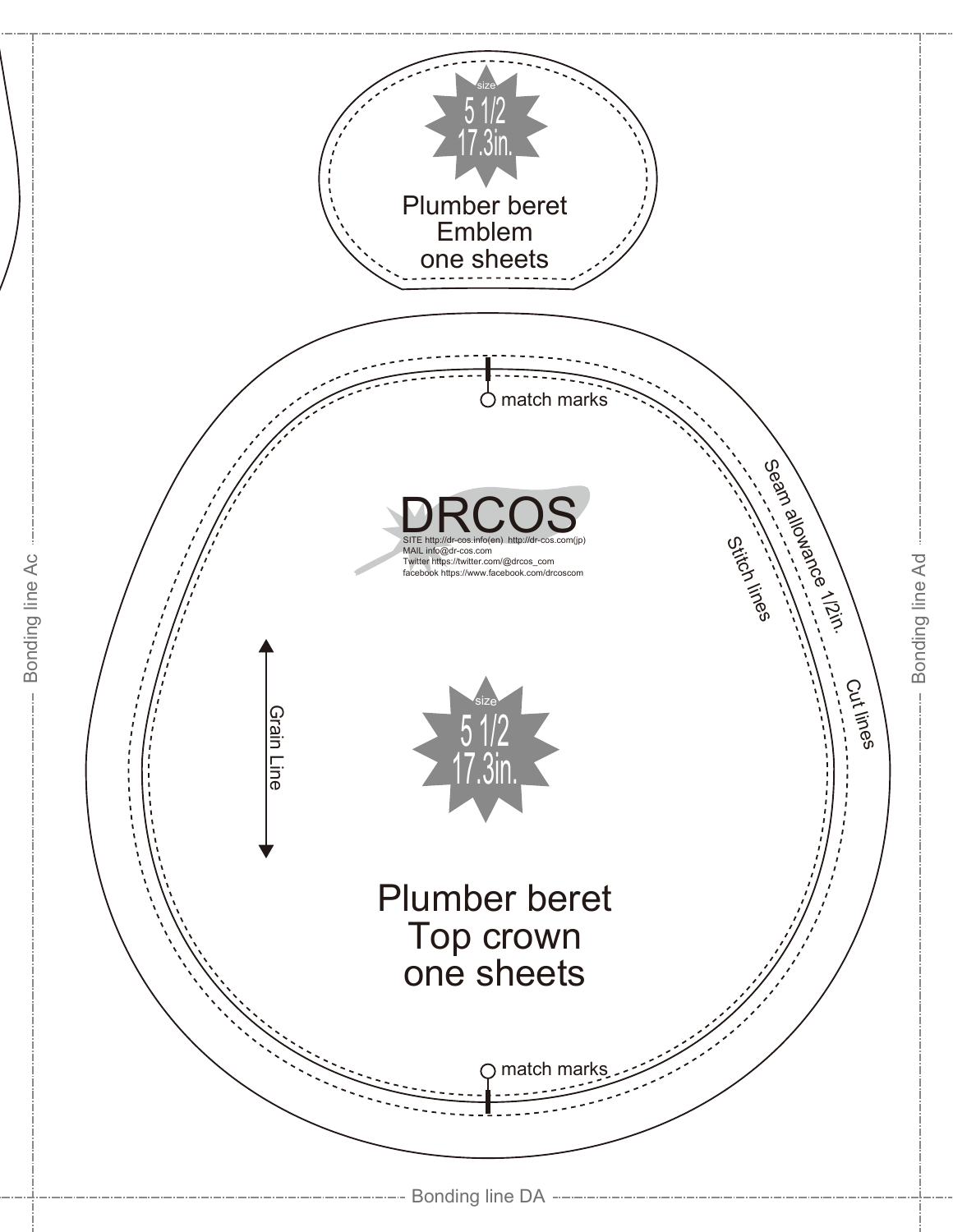size
5 1/2
17.3in.

Plumber beret
Emblem
one sheets

match marks

DRCOS
SITE http://dr-cos.info(en) http://dr-cos.com(jp)
MAIL info@dr-cos.com
Twitter https://twitter.com/@drcos_com
facebook https://www.facebook.com/drcoscom

Seam allowance 1/2in.

Stitch lines

Cut lines

Grain Line

size
5 1/2
17.3in.

Plumber beret
Top crown
one sheets

match marks

Bonding line Ac

Bonding line Ad

Bonding line DA